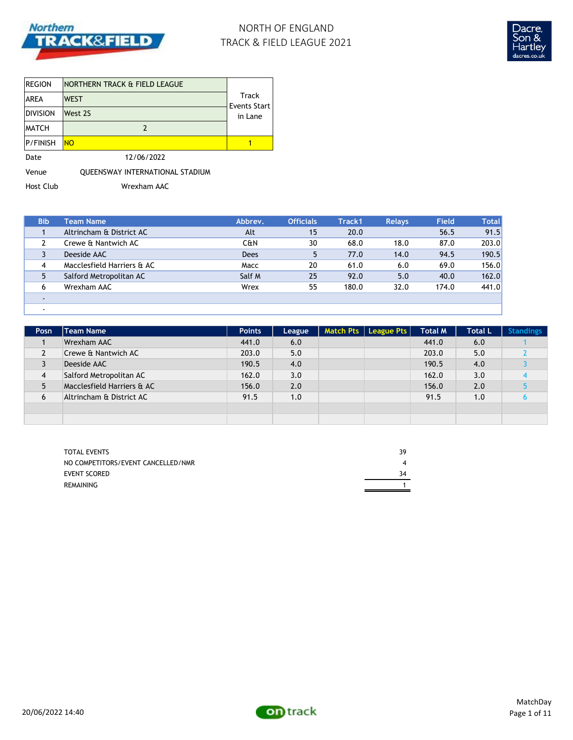# NORTH OF ENGLAND
# TRACK & FIELD LEAGUE 2021

| REGION | NORTHERN TRACK & FIELD LEAGUE | Track Events Start in Lane |
|---|---|---|
| AREA | WEST | |
| DIVISION | West 2S | |
| MATCH | 2 | |
| P/FINISH | NO | 1 |

Date 12/06/2022

Venue QUEENSWAY INTERNATIONAL STADIUM

Host Club Wrexham AAC

| Bib | Team Name | Abbrev. | Officials | Track1 | Relays | Field | Total |
|---|---|---|---|---|---|---|---|
| 1 | Altrincham & District AC | Alt | 15 | 20.0 | | 56.5 | 91.5 |
| 2 | Crewe & Nantwich AC | C&N | 30 | 68.0 | 18.0 | 87.0 | 203.0 |
| 3 | Deeside AAC | Dees | 5 | 77.0 | 14.0 | 94.5 | 190.5 |
| 4 | Macclesfield Harriers & AC | Macc | 20 | 61.0 | 6.0 | 69.0 | 156.0 |
| 5 | Salford Metropolitan AC | Salf M | 25 | 92.0 | 5.0 | 40.0 | 162.0 |
| 6 | Wrexham AAC | Wrex | 55 | 180.0 | 32.0 | 174.0 | 441.0 |
| - | | | | | | | |
| - | | | | | | | |

| Posn | Team Name | Points | League | Match Pts | League Pts | Total M | Total L | Standings |
|---|---|---|---|---|---|---|---|---|
| 1 | Wrexham AAC | 441.0 | 6.0 | | | 441.0 | 6.0 | 1 |
| 2 | Crewe & Nantwich AC | 203.0 | 5.0 | | | 203.0 | 5.0 | 2 |
| 3 | Deeside AAC | 190.5 | 4.0 | | | 190.5 | 4.0 | 3 |
| 4 | Salford Metropolitan AC | 162.0 | 3.0 | | | 162.0 | 3.0 | 4 |
| 5 | Macclesfield Harriers & AC | 156.0 | 2.0 | | | 156.0 | 2.0 | 5 |
| 6 | Altrincham & District AC | 91.5 | 1.0 | | | 91.5 | 1.0 | 6 |
| | | | | | | | | |
| | | | | | | | | |

| | |
|---|---|
| TOTAL EVENTS | 39 |
| NO COMPETITORS/EVENT CANCELLED/NMR | 4 |
| EVENT SCORED | 34 |
| REMAINING | 1 |

20/06/2022 14:40

MatchDay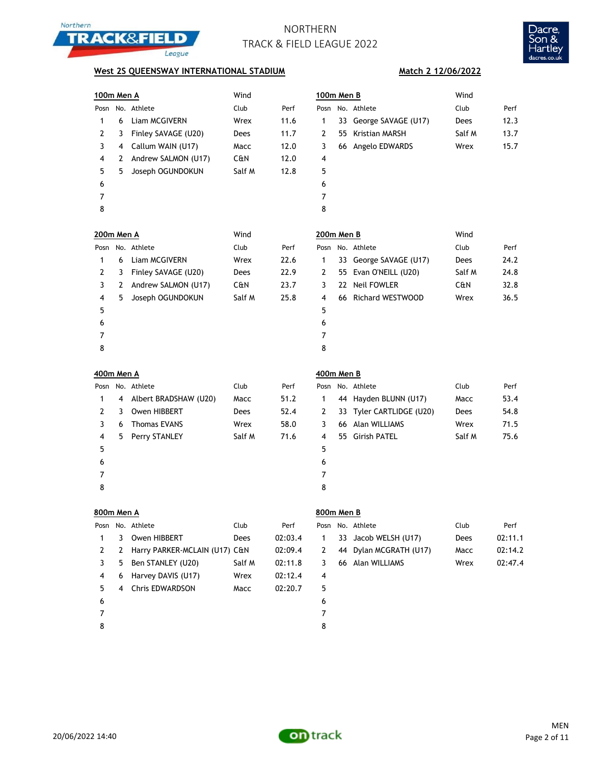# NORTHERN TRACK & FIELD LEAGUE 2022

**West 2S QUEENSWAY INTERNATIONAL STADIUM** — **Match 2 12/06/2022**

### 100m Men A

Wind

| Posn | No. | Athlete | Club | Perf |
|---|---|---|---|---|
| 1 | 6 | Liam MCGIVERN | Wrex | 11.6 |
| 2 | 3 | Finley SAVAGE (U20) | Dees | 11.7 |
| 3 | 4 | Callum WAIN (U17) | Macc | 12.0 |
| 4 | 2 | Andrew SALMON (U17) | C&N | 12.0 |
| 5 | 5 | Joseph OGUNDOKUN | Salf M | 12.8 |
| 6 | | | | |
| 7 | | | | |
| 8 | | | | |

### 100m Men B

Wind

| Posn | No. | Athlete | Club | Perf |
|---|---|---|---|---|
| 1 | 33 | George SAVAGE (U17) | Dees | 12.3 |
| 2 | 55 | Kristian MARSH | Salf M | 13.7 |
| 3 | 66 | Angelo EDWARDS | Wrex | 15.7 |
| 4 | | | | |
| 5 | | | | |
| 6 | | | | |
| 7 | | | | |
| 8 | | | | |

### 200m Men A

Wind

| Posn | No. | Athlete | Club | Perf |
|---|---|---|---|---|
| 1 | 6 | Liam MCGIVERN | Wrex | 22.6 |
| 2 | 3 | Finley SAVAGE (U20) | Dees | 22.9 |
| 3 | 2 | Andrew SALMON (U17) | C&N | 23.7 |
| 4 | 5 | Joseph OGUNDOKUN | Salf M | 25.8 |
| 5 | | | | |
| 6 | | | | |
| 7 | | | | |
| 8 | | | | |

### 200m Men B

Wind

| Posn | No. | Athlete | Club | Perf |
|---|---|---|---|---|
| 1 | 33 | George SAVAGE (U17) | Dees | 24.2 |
| 2 | 55 | Evan O'NEILL (U20) | Salf M | 24.8 |
| 3 | 22 | Neil FOWLER | C&N | 32.8 |
| 4 | 66 | Richard WESTWOOD | Wrex | 36.5 |
| 5 | | | | |
| 6 | | | | |
| 7 | | | | |
| 8 | | | | |

### 400m Men A

| Posn | No. | Athlete | Club | Perf |
|---|---|---|---|---|
| 1 | 4 | Albert BRADSHAW (U20) | Macc | 51.2 |
| 2 | 3 | Owen HIBBERT | Dees | 52.4 |
| 3 | 6 | Thomas EVANS | Wrex | 58.0 |
| 4 | 5 | Perry STANLEY | Salf M | 71.6 |
| 5 | | | | |
| 6 | | | | |
| 7 | | | | |
| 8 | | | | |

### 400m Men B

| Posn | No. | Athlete | Club | Perf |
|---|---|---|---|---|
| 1 | 44 | Hayden BLUNN (U17) | Macc | 53.4 |
| 2 | 33 | Tyler CARTLIDGE (U20) | Dees | 54.8 |
| 3 | 66 | Alan WILLIAMS | Wrex | 71.5 |
| 4 | 55 | Girish PATEL | Salf M | 75.6 |
| 5 | | | | |
| 6 | | | | |
| 7 | | | | |
| 8 | | | | |

### 800m Men A

| Posn | No. | Athlete | Club | Perf |
|---|---|---|---|---|
| 1 | 3 | Owen HIBBERT | Dees | 02:03.4 |
| 2 | 2 | Harry PARKER-MCLAIN (U17) | C&N | 02:09.4 |
| 3 | 5 | Ben STANLEY (U20) | Salf M | 02:11.8 |
| 4 | 6 | Harvey DAVIS (U17) | Wrex | 02:12.4 |
| 5 | 4 | Chris EDWARDSON | Macc | 02:20.7 |
| 6 | | | | |
| 7 | | | | |
| 8 | | | | |

### 800m Men B

| Posn | No. | Athlete | Club | Perf |
|---|---|---|---|---|
| 1 | 33 | Jacob WELSH (U17) | Dees | 02:11.1 |
| 2 | 44 | Dylan MCGRATH (U17) | Macc | 02:14.2 |
| 3 | 66 | Alan WILLIAMS | Wrex | 02:47.4 |
| 4 | | | | |
| 5 | | | | |
| 6 | | | | |
| 7 | | | | |
| 8 | | | | |

20/06/2022 14:40 — MEN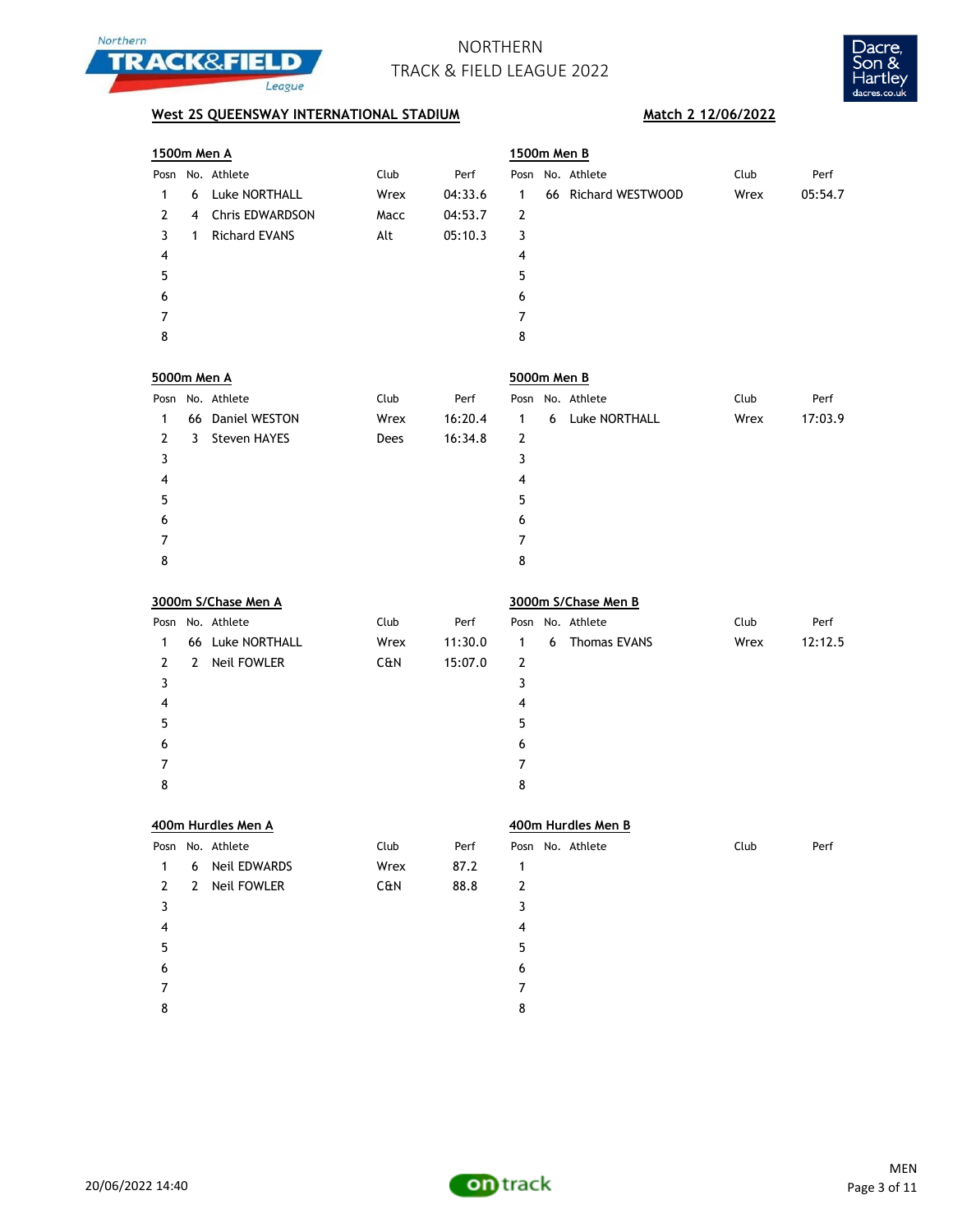# NORTHERN TRACK & FIELD LEAGUE 2022

**West 2S QUEENSWAY INTERNATIONAL STADIUM** — **Match 2 12/06/2022**

### 1500m Men A

| Posn | No. | Athlete | Club | Perf |
|---|---|---|---|---|
| 1 | 6 | Luke NORTHALL | Wrex | 04:33.6 |
| 2 | 4 | Chris EDWARDSON | Macc | 04:53.7 |
| 3 | 1 | Richard EVANS | Alt | 05:10.3 |
| 4 | | | | |
| 5 | | | | |
| 6 | | | | |
| 7 | | | | |
| 8 | | | | |

### 1500m Men B

| Posn | No. | Athlete | Club | Perf |
|---|---|---|---|---|
| 1 | 66 | Richard WESTWOOD | Wrex | 05:54.7 |
| 2 | | | | |
| 3 | | | | |
| 4 | | | | |
| 5 | | | | |
| 6 | | | | |
| 7 | | | | |
| 8 | | | | |

### 5000m Men A

| Posn | No. | Athlete | Club | Perf |
|---|---|---|---|---|
| 1 | 66 | Daniel WESTON | Wrex | 16:20.4 |
| 2 | 3 | Steven HAYES | Dees | 16:34.8 |
| 3 | | | | |
| 4 | | | | |
| 5 | | | | |
| 6 | | | | |
| 7 | | | | |
| 8 | | | | |

### 5000m Men B

| Posn | No. | Athlete | Club | Perf |
|---|---|---|---|---|
| 1 | 6 | Luke NORTHALL | Wrex | 17:03.9 |
| 2 | | | | |
| 3 | | | | |
| 4 | | | | |
| 5 | | | | |
| 6 | | | | |
| 7 | | | | |
| 8 | | | | |

### 3000m S/Chase Men A

| Posn | No. | Athlete | Club | Perf |
|---|---|---|---|---|
| 1 | 66 | Luke NORTHALL | Wrex | 11:30.0 |
| 2 | 2 | Neil FOWLER | C&N | 15:07.0 |
| 3 | | | | |
| 4 | | | | |
| 5 | | | | |
| 6 | | | | |
| 7 | | | | |
| 8 | | | | |

### 3000m S/Chase Men B

| Posn | No. | Athlete | Club | Perf |
|---|---|---|---|---|
| 1 | 6 | Thomas EVANS | Wrex | 12:12.5 |
| 2 | | | | |
| 3 | | | | |
| 4 | | | | |
| 5 | | | | |
| 6 | | | | |
| 7 | | | | |
| 8 | | | | |

### 400m Hurdles Men A

| Posn | No. | Athlete | Club | Perf |
|---|---|---|---|---|
| 1 | 6 | Neil EDWARDS | Wrex | 87.2 |
| 2 | 2 | Neil FOWLER | C&N | 88.8 |
| 3 | | | | |
| 4 | | | | |
| 5 | | | | |
| 6 | | | | |
| 7 | | | | |
| 8 | | | | |

### 400m Hurdles Men B

| Posn | No. | Athlete | Club | Perf |
|---|---|---|---|---|
| 1 | | | | |
| 2 | | | | |
| 3 | | | | |
| 4 | | | | |
| 5 | | | | |
| 6 | | | | |
| 7 | | | | |
| 8 | | | | |

20/06/2022 14:40 — MEN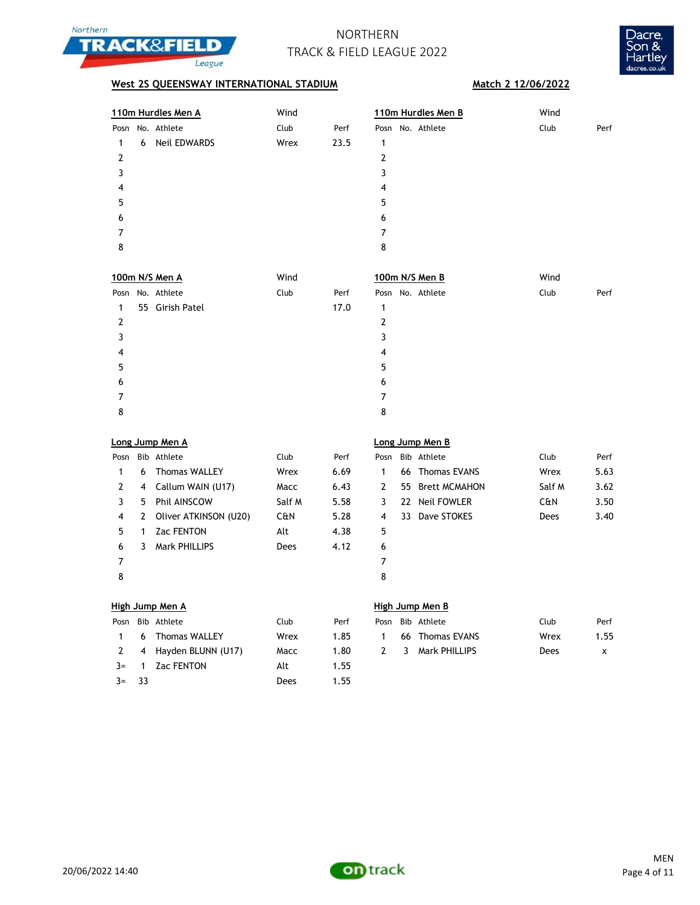# NORTHERN TRACK & FIELD LEAGUE 2022

**West 2S QUEENSWAY INTERNATIONAL STADIUM** — **Match 2 12/06/2022**

### 110m Hurdles Men A

Wind

| Posn | No. | Athlete | Club | Perf |
|---|---|---|---|---|
| 1 | 6 | Neil EDWARDS | Wrex | 23.5 |
| 2 | | | | |
| 3 | | | | |
| 4 | | | | |
| 5 | | | | |
| 6 | | | | |
| 7 | | | | |
| 8 | | | | |

### 110m Hurdles Men B

Wind

| Posn | No. | Athlete | Club | Perf |
|---|---|---|---|---|
| 1 | | | | |
| 2 | | | | |
| 3 | | | | |
| 4 | | | | |
| 5 | | | | |
| 6 | | | | |
| 7 | | | | |
| 8 | | | | |

### 100m N/S Men A

Wind

| Posn | No. | Athlete | Club | Perf |
|---|---|---|---|---|
| 1 | 55 | Girish Patel | | 17.0 |
| 2 | | | | |
| 3 | | | | |
| 4 | | | | |
| 5 | | | | |
| 6 | | | | |
| 7 | | | | |
| 8 | | | | |

### 100m N/S Men B

Wind

| Posn | No. | Athlete | Club | Perf |
|---|---|---|---|---|
| 1 | | | | |
| 2 | | | | |
| 3 | | | | |
| 4 | | | | |
| 5 | | | | |
| 6 | | | | |
| 7 | | | | |
| 8 | | | | |

### Long Jump Men A

| Posn | Bib | Athlete | Club | Perf |
|---|---|---|---|---|
| 1 | 6 | Thomas WALLEY | Wrex | 6.69 |
| 2 | 4 | Callum WAIN (U17) | Macc | 6.43 |
| 3 | 5 | Phil AINSCOW | Salf M | 5.58 |
| 4 | 2 | Oliver ATKINSON (U20) | C&N | 5.28 |
| 5 | 1 | Zac FENTON | Alt | 4.38 |
| 6 | 3 | Mark PHILLIPS | Dees | 4.12 |
| 7 | | | | |
| 8 | | | | |

### Long Jump Men B

| Posn | Bib | Athlete | Club | Perf |
|---|---|---|---|---|
| 1 | 66 | Thomas EVANS | Wrex | 5.63 |
| 2 | 55 | Brett MCMAHON | Salf M | 3.62 |
| 3 | 22 | Neil FOWLER | C&N | 3.50 |
| 4 | 33 | Dave STOKES | Dees | 3.40 |
| 5 | | | | |
| 6 | | | | |
| 7 | | | | |
| 8 | | | | |

### High Jump Men A

| Posn | Bib | Athlete | Club | Perf |
|---|---|---|---|---|
| 1 | 6 | Thomas WALLEY | Wrex | 1.85 |
| 2 | 4 | Hayden BLUNN (U17) | Macc | 1.80 |
| 3= | 1 | Zac FENTON | Alt | 1.55 |
| 3= | 33 | | Dees | 1.55 |

### High Jump Men B

| Posn | Bib | Athlete | Club | Perf |
|---|---|---|---|---|
| 1 | 66 | Thomas EVANS | Wrex | 1.55 |
| 2 | 3 | Mark PHILLIPS | Dees | x |

20/06/2022 14:40

MEN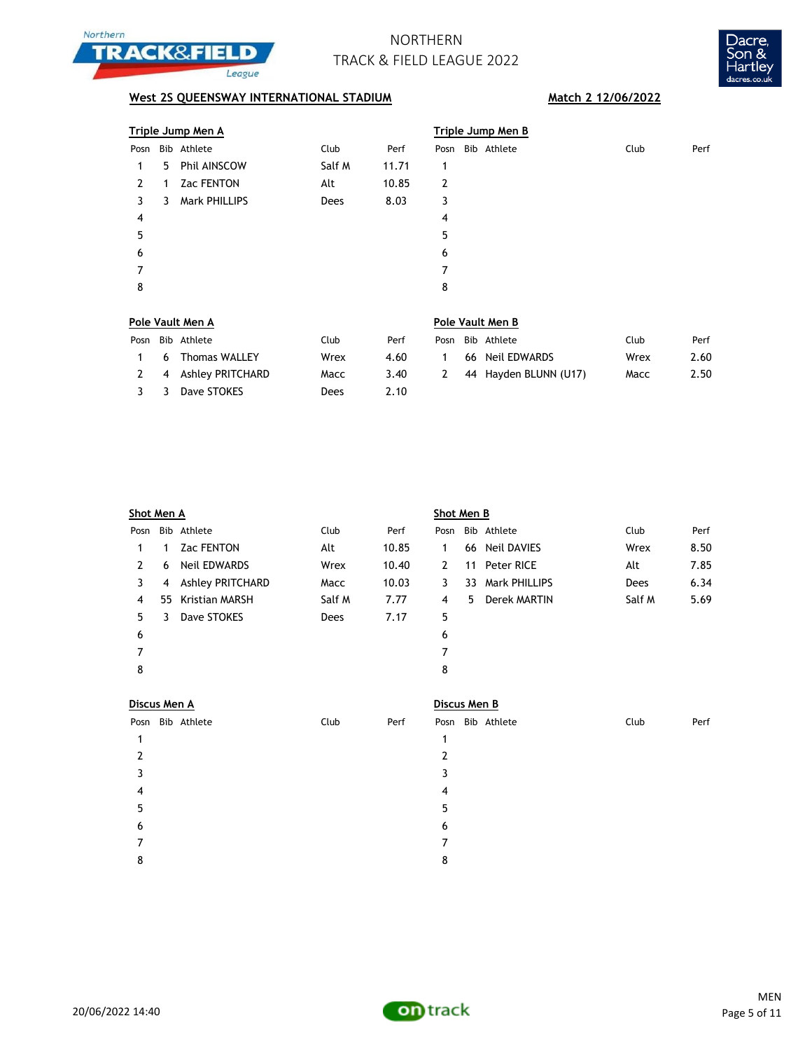# NORTHERN TRACK & FIELD LEAGUE 2022

**West 2S QUEENSWAY INTERNATIONAL STADIUM** — **Match 2 12/06/2022**

### Triple Jump Men A

| Posn | Bib | Athlete | Club | Perf |
|---|---|---|---|---|
| 1 | 5 | Phil AINSCOW | Salf M | 11.71 |
| 2 | 1 | Zac FENTON | Alt | 10.85 |
| 3 | 3 | Mark PHILLIPS | Dees | 8.03 |
| 4 | | | | |
| 5 | | | | |
| 6 | | | | |
| 7 | | | | |
| 8 | | | | |

### Triple Jump Men B

| Posn | Bib | Athlete | Club | Perf |
|---|---|---|---|---|
| 1 | | | | |
| 2 | | | | |
| 3 | | | | |
| 4 | | | | |
| 5 | | | | |
| 6 | | | | |
| 7 | | | | |
| 8 | | | | |

### Pole Vault Men A

| Posn | Bib | Athlete | Club | Perf |
|---|---|---|---|---|
| 1 | 6 | Thomas WALLEY | Wrex | 4.60 |
| 2 | 4 | Ashley PRITCHARD | Macc | 3.40 |
| 3 | 3 | Dave STOKES | Dees | 2.10 |

### Pole Vault Men B

| Posn | Bib | Athlete | Club | Perf |
|---|---|---|---|---|
| 1 | 66 | Neil EDWARDS | Wrex | 2.60 |
| 2 | 44 | Hayden BLUNN (U17) | Macc | 2.50 |

### Shot Men A

| Posn | Bib | Athlete | Club | Perf |
|---|---|---|---|---|
| 1 | 1 | Zac FENTON | Alt | 10.85 |
| 2 | 6 | Neil EDWARDS | Wrex | 10.40 |
| 3 | 4 | Ashley PRITCHARD | Macc | 10.03 |
| 4 | 55 | Kristian MARSH | Salf M | 7.77 |
| 5 | 3 | Dave STOKES | Dees | 7.17 |
| 6 | | | | |
| 7 | | | | |
| 8 | | | | |

### Shot Men B

| Posn | Bib | Athlete | Club | Perf |
|---|---|---|---|---|
| 1 | 66 | Neil DAVIES | Wrex | 8.50 |
| 2 | 11 | Peter RICE | Alt | 7.85 |
| 3 | 33 | Mark PHILLIPS | Dees | 6.34 |
| 4 | 5 | Derek MARTIN | Salf M | 5.69 |
| 5 | | | | |
| 6 | | | | |
| 7 | | | | |
| 8 | | | | |

### Discus Men A

| Posn | Bib | Athlete | Club | Perf |
|---|---|---|---|---|
| 1 | | | | |
| 2 | | | | |
| 3 | | | | |
| 4 | | | | |
| 5 | | | | |
| 6 | | | | |
| 7 | | | | |
| 8 | | | | |

### Discus Men B

| Posn | Bib | Athlete | Club | Perf |
|---|---|---|---|---|
| 1 | | | | |
| 2 | | | | |
| 3 | | | | |
| 4 | | | | |
| 5 | | | | |
| 6 | | | | |
| 7 | | | | |
| 8 | | | | |

20/06/2022 14:40

MEN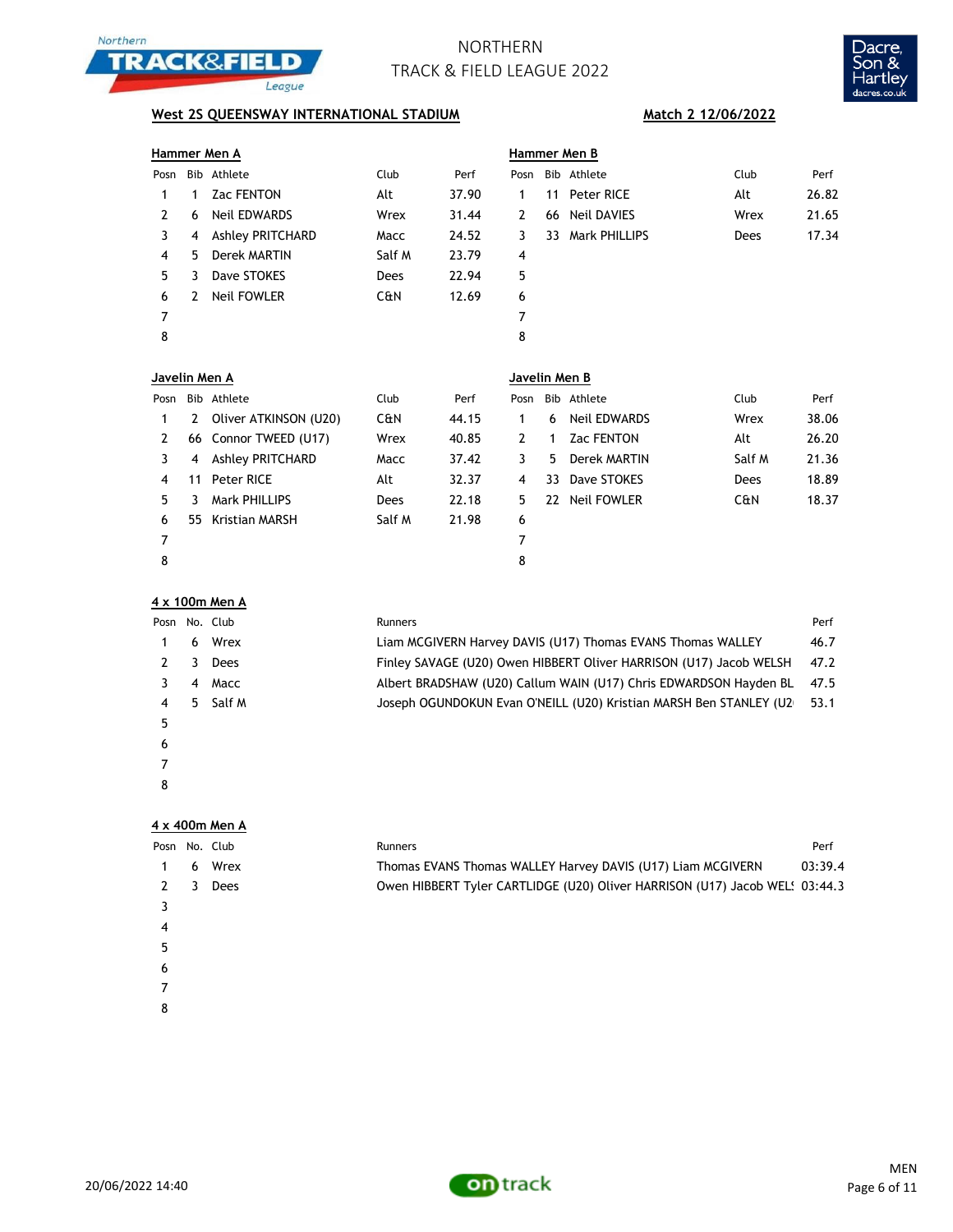# NORTHERN TRACK & FIELD LEAGUE 2022

**West 2S QUEENSWAY INTERNATIONAL STADIUM** **Match 2 12/06/2022**

## Hammer Men A

| Posn | Bib | Athlete | Club | Perf |
|---|---|---|---|---|
| 1 | 1 | Zac FENTON | Alt | 37.90 |
| 2 | 6 | Neil EDWARDS | Wrex | 31.44 |
| 3 | 4 | Ashley PRITCHARD | Macc | 24.52 |
| 4 | 5 | Derek MARTIN | Salf M | 23.79 |
| 5 | 3 | Dave STOKES | Dees | 22.94 |
| 6 | 2 | Neil FOWLER | C&N | 12.69 |
| 7 | | | | |
| 8 | | | | |

## Hammer Men B

| Posn | Bib | Athlete | Club | Perf |
|---|---|---|---|---|
| 1 | 11 | Peter RICE | Alt | 26.82 |
| 2 | 66 | Neil DAVIES | Wrex | 21.65 |
| 3 | 33 | Mark PHILLIPS | Dees | 17.34 |
| 4 | | | | |
| 5 | | | | |
| 6 | | | | |
| 7 | | | | |
| 8 | | | | |

## Javelin Men A

| Posn | Bib | Athlete | Club | Perf |
|---|---|---|---|---|
| 1 | 2 | Oliver ATKINSON (U20) | C&N | 44.15 |
| 2 | 66 | Connor TWEED (U17) | Wrex | 40.85 |
| 3 | 4 | Ashley PRITCHARD | Macc | 37.42 |
| 4 | 11 | Peter RICE | Alt | 32.37 |
| 5 | 3 | Mark PHILLIPS | Dees | 22.18 |
| 6 | 55 | Kristian MARSH | Salf M | 21.98 |
| 7 | | | | |
| 8 | | | | |

## Javelin Men B

| Posn | Bib | Athlete | Club | Perf |
|---|---|---|---|---|
| 1 | 6 | Neil EDWARDS | Wrex | 38.06 |
| 2 | 1 | Zac FENTON | Alt | 26.20 |
| 3 | 5 | Derek MARTIN | Salf M | 21.36 |
| 4 | 33 | Dave STOKES | Dees | 18.89 |
| 5 | 22 | Neil FOWLER | C&N | 18.37 |
| 6 | | | | |
| 7 | | | | |
| 8 | | | | |

## 4 x 100m Men A

| Posn | No. | Club | Runners | Perf |
|---|---|---|---|---|
| 1 | 6 | Wrex | Liam MCGIVERN Harvey DAVIS (U17) Thomas EVANS Thomas WALLEY | 46.7 |
| 2 | 3 | Dees | Finley SAVAGE (U20) Owen HIBBERT Oliver HARRISON (U17) Jacob WELSH | 47.2 |
| 3 | 4 | Macc | Albert BRADSHAW (U20) Callum WAIN (U17) Chris EDWARDSON Hayden BL | 47.5 |
| 4 | 5 | Salf M | Joseph OGUNDOKUN Evan O'NEILL (U20) Kristian MARSH Ben STANLEY (U2 | 53.1 |
| 5 | | | | |
| 6 | | | | |
| 7 | | | | |
| 8 | | | | |

## 4 x 400m Men A

| Posn | No. | Club | Runners | Perf |
|---|---|---|---|---|
| 1 | 6 | Wrex | Thomas EVANS Thomas WALLEY Harvey DAVIS (U17) Liam MCGIVERN | 03:39.4 |
| 2 | 3 | Dees | Owen HIBBERT Tyler CARTLIDGE (U20) Oliver HARRISON (U17) Jacob WEL! | 03:44.3 |
| 3 | | | | |
| 4 | | | | |
| 5 | | | | |
| 6 | | | | |
| 7 | | | | |
| 8 | | | | |

20/06/2022 14:40

MEN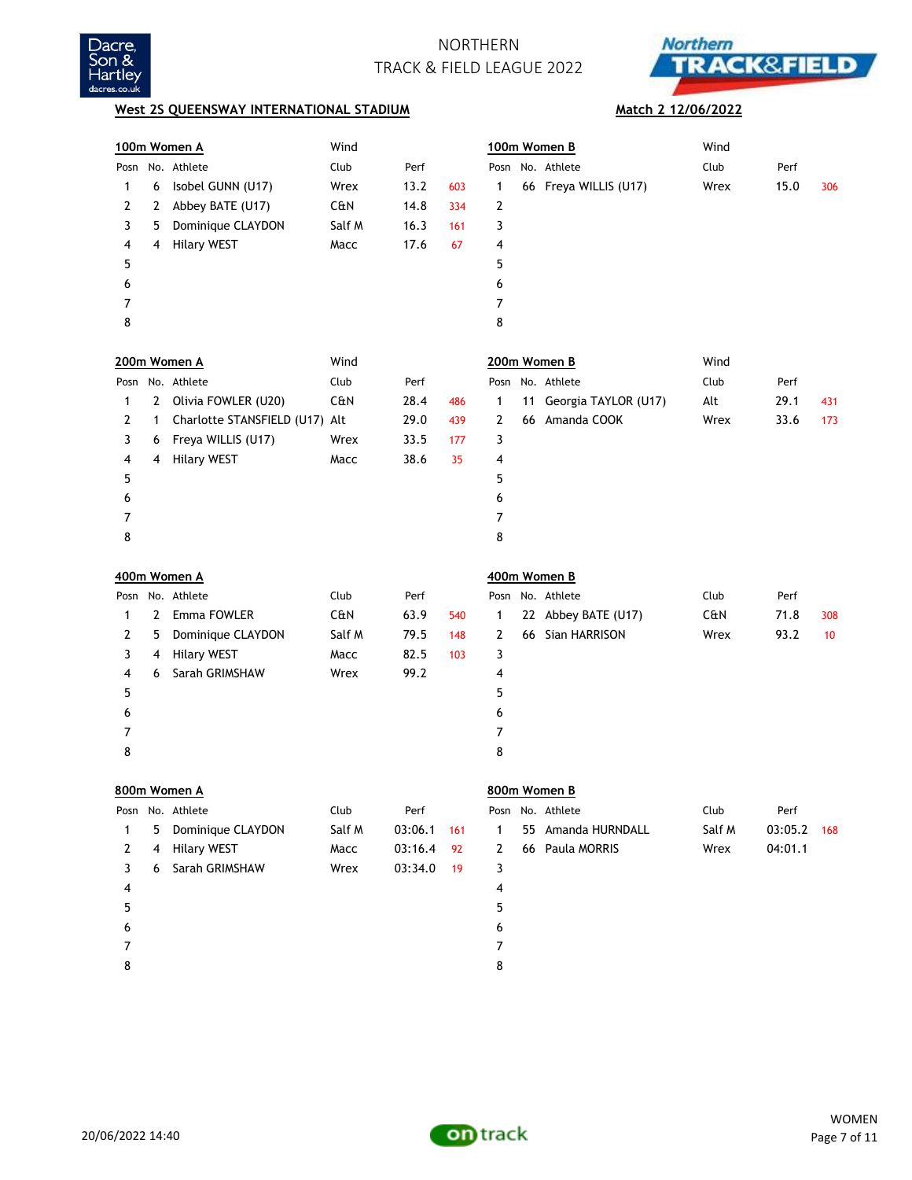# NORTHERN TRACK & FIELD LEAGUE 2022

**West 2S QUEENSWAY INTERNATIONAL STADIUM** — **Match 2 12/06/2022**

## 100m Women A

Wind

| Posn | No. | Athlete | Club | Perf | |
|---|---|---|---|---|---|
| 1 | 6 | Isobel GUNN (U17) | Wrex | 13.2 | 603 |
| 2 | 2 | Abbey BATE (U17) | C&N | 14.8 | 334 |
| 3 | 5 | Dominique CLAYDON | Salf M | 16.3 | 161 |
| 4 | 4 | Hilary WEST | Macc | 17.6 | 67 |
| 5 | | | | | |
| 6 | | | | | |
| 7 | | | | | |
| 8 | | | | | |

## 100m Women B

Wind

| Posn | No. | Athlete | Club | Perf | |
|---|---|---|---|---|---|
| 1 | 66 | Freya WILLIS (U17) | Wrex | 15.0 | 306 |
| 2 | | | | | |
| 3 | | | | | |
| 4 | | | | | |
| 5 | | | | | |
| 6 | | | | | |
| 7 | | | | | |
| 8 | | | | | |

## 200m Women A

Wind

| Posn | No. | Athlete | Club | Perf | |
|---|---|---|---|---|---|
| 1 | 2 | Olivia FOWLER (U20) | C&N | 28.4 | 486 |
| 2 | 1 | Charlotte STANSFIELD (U17) | Alt | 29.0 | 439 |
| 3 | 6 | Freya WILLIS (U17) | Wrex | 33.5 | 177 |
| 4 | 4 | Hilary WEST | Macc | 38.6 | 35 |
| 5 | | | | | |
| 6 | | | | | |
| 7 | | | | | |
| 8 | | | | | |

## 200m Women B

Wind

| Posn | No. | Athlete | Club | Perf | |
|---|---|---|---|---|---|
| 1 | 11 | Georgia TAYLOR (U17) | Alt | 29.1 | 431 |
| 2 | 66 | Amanda COOK | Wrex | 33.6 | 173 |
| 3 | | | | | |
| 4 | | | | | |
| 5 | | | | | |
| 6 | | | | | |
| 7 | | | | | |
| 8 | | | | | |

## 400m Women A

| Posn | No. | Athlete | Club | Perf | |
|---|---|---|---|---|---|
| 1 | 2 | Emma FOWLER | C&N | 63.9 | 540 |
| 2 | 5 | Dominique CLAYDON | Salf M | 79.5 | 148 |
| 3 | 4 | Hilary WEST | Macc | 82.5 | 103 |
| 4 | 6 | Sarah GRIMSHAW | Wrex | 99.2 | |
| 5 | | | | | |
| 6 | | | | | |
| 7 | | | | | |
| 8 | | | | | |

## 400m Women B

| Posn | No. | Athlete | Club | Perf | |
|---|---|---|---|---|---|
| 1 | 22 | Abbey BATE (U17) | C&N | 71.8 | 308 |
| 2 | 66 | Sian HARRISON | Wrex | 93.2 | 10 |
| 3 | | | | | |
| 4 | | | | | |
| 5 | | | | | |
| 6 | | | | | |
| 7 | | | | | |
| 8 | | | | | |

## 800m Women A

| Posn | No. | Athlete | Club | Perf | |
|---|---|---|---|---|---|
| 1 | 5 | Dominique CLAYDON | Salf M | 03:06.1 | 161 |
| 2 | 4 | Hilary WEST | Macc | 03:16.4 | 92 |
| 3 | 6 | Sarah GRIMSHAW | Wrex | 03:34.0 | 19 |
| 4 | | | | | |
| 5 | | | | | |
| 6 | | | | | |
| 7 | | | | | |
| 8 | | | | | |

## 800m Women B

| Posn | No. | Athlete | Club | Perf | |
|---|---|---|---|---|---|
| 1 | 55 | Amanda HURNDALL | Salf M | 03:05.2 | 168 |
| 2 | 66 | Paula MORRIS | Wrex | 04:01.1 | |
| 3 | | | | | |
| 4 | | | | | |
| 5 | | | | | |
| 6 | | | | | |
| 7 | | | | | |
| 8 | | | | | |

20/06/2022 14:40

WOMEN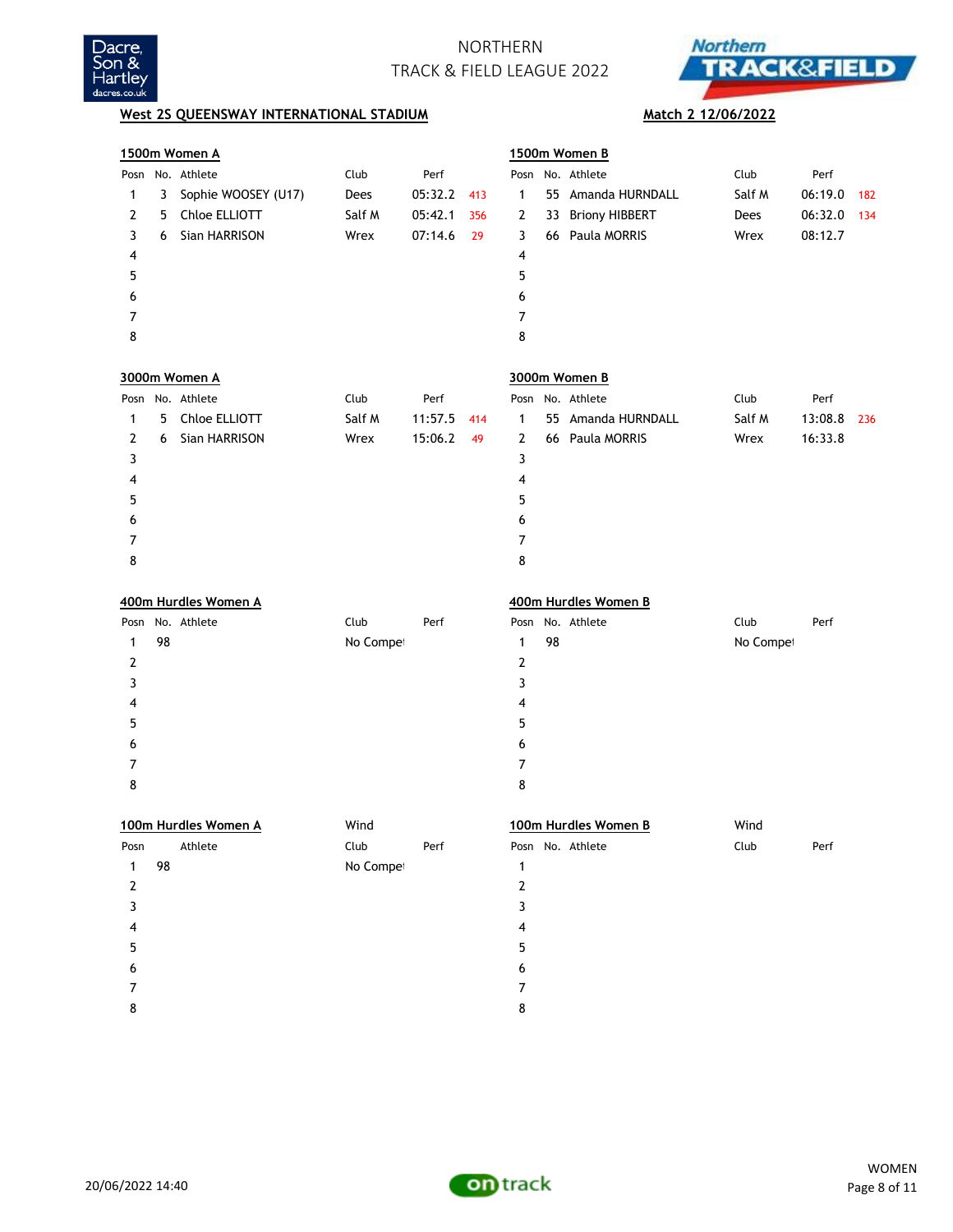# NORTHERN TRACK & FIELD LEAGUE 2022

**West 2S QUEENSWAY INTERNATIONAL STADIUM** **Match 2 12/06/2022**

### 1500m Women A

| Posn | No. | Athlete | Club | Perf | |
|---|---|---|---|---|---|
| 1 | 3 | Sophie WOOSEY (U17) | Dees | 05:32.2 | 413 |
| 2 | 5 | Chloe ELLIOTT | Salf M | 05:42.1 | 356 |
| 3 | 6 | Sian HARRISON | Wrex | 07:14.6 | 29 |
| 4 | | | | | |
| 5 | | | | | |
| 6 | | | | | |
| 7 | | | | | |
| 8 | | | | | |

### 1500m Women B

| Posn | No. | Athlete | Club | Perf | |
|---|---|---|---|---|---|
| 1 | 55 | Amanda HURNDALL | Salf M | 06:19.0 | 182 |
| 2 | 33 | Briony HIBBERT | Dees | 06:32.0 | 134 |
| 3 | 66 | Paula MORRIS | Wrex | 08:12.7 | |
| 4 | | | | | |
| 5 | | | | | |
| 6 | | | | | |
| 7 | | | | | |
| 8 | | | | | |

### 3000m Women A

| Posn | No. | Athlete | Club | Perf | |
|---|---|---|---|---|---|
| 1 | 5 | Chloe ELLIOTT | Salf M | 11:57.5 | 414 |
| 2 | 6 | Sian HARRISON | Wrex | 15:06.2 | 49 |
| 3 | | | | | |
| 4 | | | | | |
| 5 | | | | | |
| 6 | | | | | |
| 7 | | | | | |
| 8 | | | | | |

### 3000m Women B

| Posn | No. | Athlete | Club | Perf | |
|---|---|---|---|---|---|
| 1 | 55 | Amanda HURNDALL | Salf M | 13:08.8 | 236 |
| 2 | 66 | Paula MORRIS | Wrex | 16:33.8 | |
| 3 | | | | | |
| 4 | | | | | |
| 5 | | | | | |
| 6 | | | | | |
| 7 | | | | | |
| 8 | | | | | |

### 400m Hurdles Women A

| Posn | No. | Athlete | Club | Perf |
|---|---|---|---|---|
| 1 | 98 | | No Compe | |
| 2 | | | | |
| 3 | | | | |
| 4 | | | | |
| 5 | | | | |
| 6 | | | | |
| 7 | | | | |
| 8 | | | | |

### 400m Hurdles Women B

| Posn | No. | Athlete | Club | Perf |
|---|---|---|---|---|
| 1 | 98 | | No Compe | |
| 2 | | | | |
| 3 | | | | |
| 4 | | | | |
| 5 | | | | |
| 6 | | | | |
| 7 | | | | |
| 8 | | | | |

### 100m Hurdles Women A

Wind

| Posn | | Athlete | Club | Perf |
|---|---|---|---|---|
| 1 | 98 | | No Compe | |
| 2 | | | | |
| 3 | | | | |
| 4 | | | | |
| 5 | | | | |
| 6 | | | | |
| 7 | | | | |
| 8 | | | | |

### 100m Hurdles Women B

Wind

| Posn | No. | Athlete | Club | Perf |
|---|---|---|---|---|
| 1 | | | | |
| 2 | | | | |
| 3 | | | | |
| 4 | | | | |
| 5 | | | | |
| 6 | | | | |
| 7 | | | | |
| 8 | | | | |

20/06/2022 14:40

WOMEN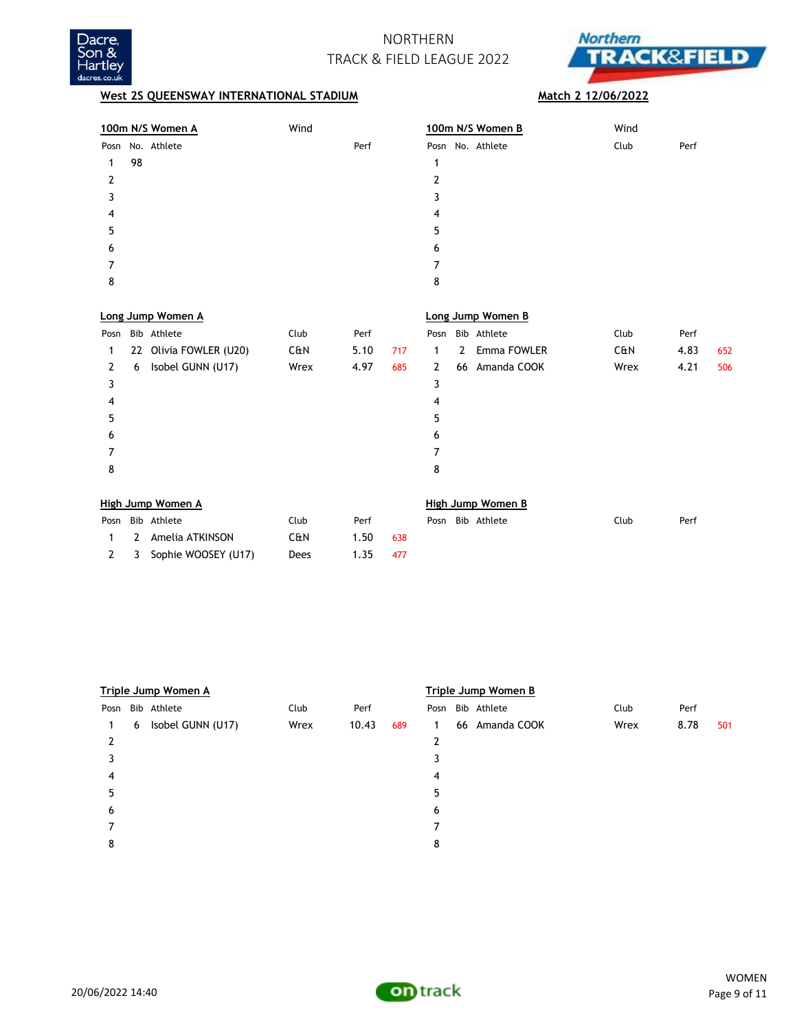# NORTHERN TRACK & FIELD LEAGUE 2022

**West 2S QUEENSWAY INTERNATIONAL STADIUM** — **Match 2 12/06/2022**

### 100m N/S Women A

Wind

| Posn | No. | Athlete | Perf |
|---|---|---|---|
| 1 | 98 | | |
| 2 | | | |
| 3 | | | |
| 4 | | | |
| 5 | | | |
| 6 | | | |
| 7 | | | |
| 8 | | | |

### 100m N/S Women B

Wind

| Posn | No. | Athlete | Club | Perf |
|---|---|---|---|---|
| 1 | | | | |
| 2 | | | | |
| 3 | | | | |
| 4 | | | | |
| 5 | | | | |
| 6 | | | | |
| 7 | | | | |
| 8 | | | | |

### Long Jump Women A

| Posn | Bib | Athlete | Club | Perf | |
|---|---|---|---|---|---|
| 1 | 22 | Olivia FOWLER (U20) | C&N | 5.10 | 717 |
| 2 | 6 | Isobel GUNN (U17) | Wrex | 4.97 | 685 |
| 3 | | | | | |
| 4 | | | | | |
| 5 | | | | | |
| 6 | | | | | |
| 7 | | | | | |
| 8 | | | | | |

### Long Jump Women B

| Posn | Bib | Athlete | Club | Perf | |
|---|---|---|---|---|---|
| 1 | 2 | Emma FOWLER | C&N | 4.83 | 652 |
| 2 | 66 | Amanda COOK | Wrex | 4.21 | 506 |
| 3 | | | | | |
| 4 | | | | | |
| 5 | | | | | |
| 6 | | | | | |
| 7 | | | | | |
| 8 | | | | | |

### High Jump Women A

| Posn | Bib | Athlete | Club | Perf | |
|---|---|---|---|---|---|
| 1 | 2 | Amelia ATKINSON | C&N | 1.50 | 638 |
| 2 | 3 | Sophie WOOSEY (U17) | Dees | 1.35 | 477 |

### High Jump Women B

| Posn | Bib | Athlete | Club | Perf |
|---|---|---|---|---|

### Triple Jump Women A

| Posn | Bib | Athlete | Club | Perf | |
|---|---|---|---|---|---|
| 1 | 6 | Isobel GUNN (U17) | Wrex | 10.43 | 689 |
| 2 | | | | | |
| 3 | | | | | |
| 4 | | | | | |
| 5 | | | | | |
| 6 | | | | | |
| 7 | | | | | |
| 8 | | | | | |

### Triple Jump Women B

| Posn | Bib | Athlete | Club | Perf | |
|---|---|---|---|---|---|
| 1 | 66 | Amanda COOK | Wrex | 8.78 | 501 |
| 2 | | | | | |
| 3 | | | | | |
| 4 | | | | | |
| 5 | | | | | |
| 6 | | | | | |
| 7 | | | | | |
| 8 | | | | | |

20/06/2022 14:40

WOMEN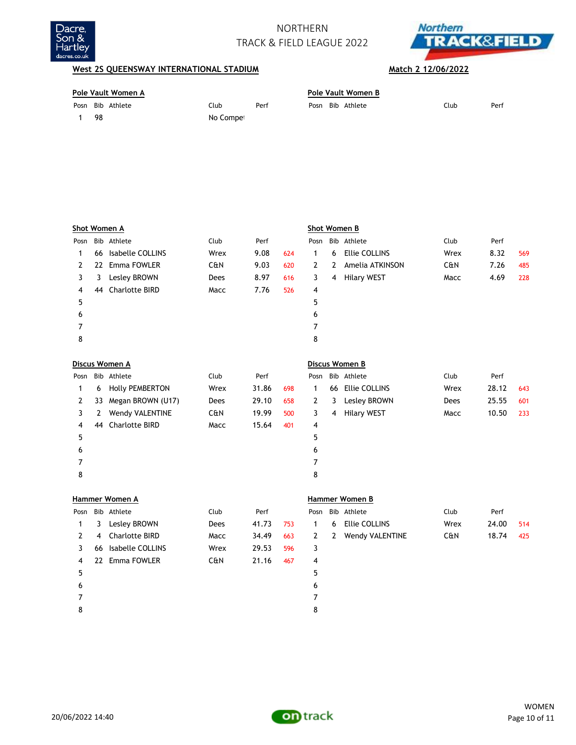# NORTHERN TRACK & FIELD LEAGUE 2022

**West 2S QUEENSWAY INTERNATIONAL STADIUM** **Match 2 12/06/2022**

**Pole Vault Women A**

| Posn | Bib | Athlete | Club | Perf | |
|---|---|---|---|---|---|
| 1 | 98 | | No Compet | | |

**Pole Vault Women B**

| Posn | Bib | Athlete | Club | Perf | |
|---|---|---|---|---|---|

**Shot Women A**

| Posn | Bib | Athlete | Club | Perf | |
|---|---|---|---|---|---|
| 1 | 66 | Isabelle COLLINS | Wrex | 9.08 | 624 |
| 2 | 22 | Emma FOWLER | C&N | 9.03 | 620 |
| 3 | 3 | Lesley BROWN | Dees | 8.97 | 616 |
| 4 | 44 | Charlotte BIRD | Macc | 7.76 | 526 |
| 5 | | | | | |
| 6 | | | | | |
| 7 | | | | | |
| 8 | | | | | |

**Shot Women B**

| Posn | Bib | Athlete | Club | Perf | |
|---|---|---|---|---|---|
| 1 | 6 | Ellie COLLINS | Wrex | 8.32 | 569 |
| 2 | 2 | Amelia ATKINSON | C&N | 7.26 | 485 |
| 3 | 4 | Hilary WEST | Macc | 4.69 | 228 |
| 4 | | | | | |
| 5 | | | | | |
| 6 | | | | | |
| 7 | | | | | |
| 8 | | | | | |

**Discus Women A**

| Posn | Bib | Athlete | Club | Perf | |
|---|---|---|---|---|---|
| 1 | 6 | Holly PEMBERTON | Wrex | 31.86 | 698 |
| 2 | 33 | Megan BROWN (U17) | Dees | 29.10 | 658 |
| 3 | 2 | Wendy VALENTINE | C&N | 19.99 | 500 |
| 4 | 44 | Charlotte BIRD | Macc | 15.64 | 401 |
| 5 | | | | | |
| 6 | | | | | |
| 7 | | | | | |
| 8 | | | | | |

**Discus Women B**

| Posn | Bib | Athlete | Club | Perf | |
|---|---|---|---|---|---|
| 1 | 66 | Ellie COLLINS | Wrex | 28.12 | 643 |
| 2 | 3 | Lesley BROWN | Dees | 25.55 | 601 |
| 3 | 4 | Hilary WEST | Macc | 10.50 | 233 |
| 4 | | | | | |
| 5 | | | | | |
| 6 | | | | | |
| 7 | | | | | |
| 8 | | | | | |

**Hammer Women A**

| Posn | Bib | Athlete | Club | Perf | |
|---|---|---|---|---|---|
| 1 | 3 | Lesley BROWN | Dees | 41.73 | 753 |
| 2 | 4 | Charlotte BIRD | Macc | 34.49 | 663 |
| 3 | 66 | Isabelle COLLINS | Wrex | 29.53 | 596 |
| 4 | 22 | Emma FOWLER | C&N | 21.16 | 467 |
| 5 | | | | | |
| 6 | | | | | |
| 7 | | | | | |
| 8 | | | | | |

**Hammer Women B**

| Posn | Bib | Athlete | Club | Perf | |
|---|---|---|---|---|---|
| 1 | 6 | Ellie COLLINS | Wrex | 24.00 | 514 |
| 2 | 2 | Wendy VALENTINE | C&N | 18.74 | 425 |
| 3 | | | | | |
| 4 | | | | | |
| 5 | | | | | |
| 6 | | | | | |
| 7 | | | | | |
| 8 | | | | | |

20/06/2022 14:40

WOMEN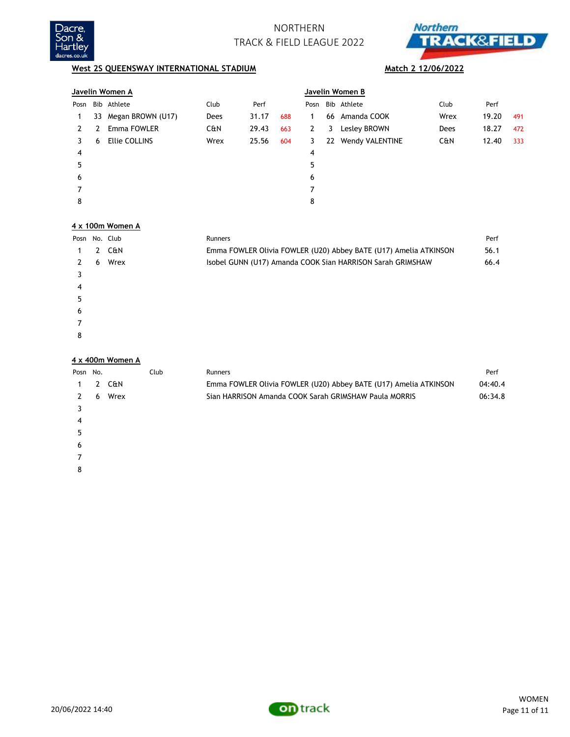NORTHERN
TRACK & FIELD LEAGUE 2022

**West 2S QUEENSWAY INTERNATIONAL STADIUM**

**Match 2 12/06/2022**

### Javelin Women A

| Posn | Bib | Athlete | Club | Perf | |
|---|---|---|---|---|---|
| 1 | 33 | Megan BROWN (U17) | Dees | 31.17 | 688 |
| 2 | 2 | Emma FOWLER | C&N | 29.43 | 663 |
| 3 | 6 | Ellie COLLINS | Wrex | 25.56 | 604 |
| 4 | | | | | |
| 5 | | | | | |
| 6 | | | | | |
| 7 | | | | | |
| 8 | | | | | |

### Javelin Women B

| Posn | Bib | Athlete | Club | Perf | |
|---|---|---|---|---|---|
| 1 | 66 | Amanda COOK | Wrex | 19.20 | 491 |
| 2 | 3 | Lesley BROWN | Dees | 18.27 | 472 |
| 3 | 22 | Wendy VALENTINE | C&N | 12.40 | 333 |
| 4 | | | | | |
| 5 | | | | | |
| 6 | | | | | |
| 7 | | | | | |
| 8 | | | | | |

### 4 x 100m Women A

| Posn | No. | Club | Runners | Perf |
|---|---|---|---|---|
| 1 | 2 | C&N | Emma FOWLER Olivia FOWLER (U20) Abbey BATE (U17) Amelia ATKINSON | 56.1 |
| 2 | 6 | Wrex | Isobel GUNN (U17) Amanda COOK Sian HARRISON Sarah GRIMSHAW | 66.4 |
| 3 | | | | |
| 4 | | | | |
| 5 | | | | |
| 6 | | | | |
| 7 | | | | |
| 8 | | | | |

### 4 x 400m Women A

| Posn | No. | Club | Runners | Perf |
|---|---|---|---|---|
| 1 | 2 | C&N | Emma FOWLER Olivia FOWLER (U20) Abbey BATE (U17) Amelia ATKINSON | 04:40.4 |
| 2 | 6 | Wrex | Sian HARRISON Amanda COOK Sarah GRIMSHAW Paula MORRIS | 06:34.8 |
| 3 | | | | |
| 4 | | | | |
| 5 | | | | |
| 6 | | | | |
| 7 | | | | |
| 8 | | | | |

20/06/2022 14:40

WOMEN